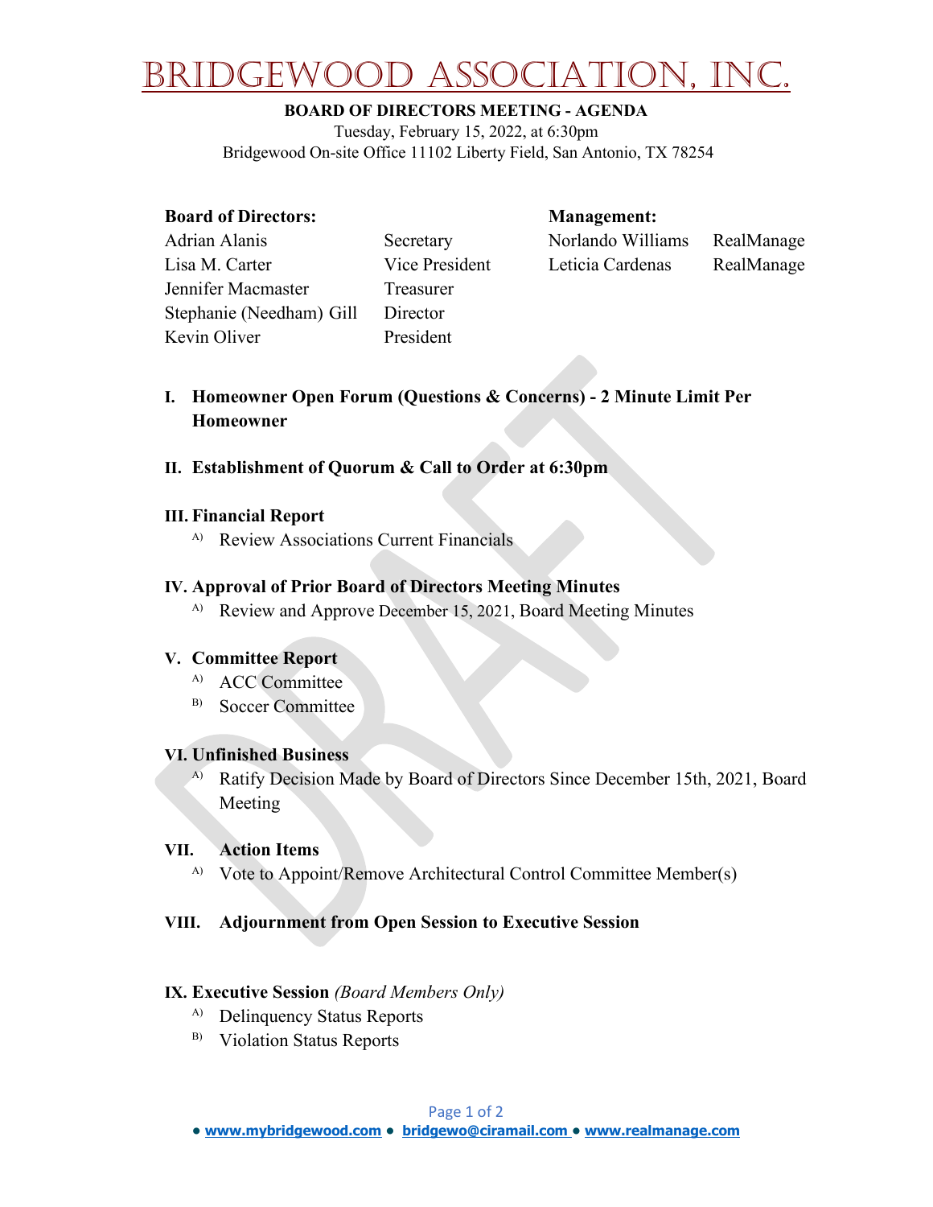# BRIDGEWOOD ASSOCIATION, INC.

**BOARD OF DIRECTORS MEETING - AGENDA**
Tuesday, February 15, 2022, at 6:30pm
Bridgewood On-site Office 11102 Liberty Field, San Antonio, TX 78254

| **Board of Directors:** | | **Management:** | |
|---|---|---|---|
| Adrian Alanis | Secretary | Norlando Williams | RealManage |
| Lisa M. Carter | Vice President | Leticia Cardenas | RealManage |
| Jennifer Macmaster | Treasurer | | |
| Stephanie (Needham) Gill | Director | | |
| Kevin Oliver | President | | |

**I. Homeowner Open Forum (Questions & Concerns) - 2 Minute Limit Per Homeowner**

**II. Establishment of Quorum & Call to Order at 6:30pm**

**III. Financial Report**
- A) Review Associations Current Financials

**IV. Approval of Prior Board of Directors Meeting Minutes**
- A) Review and Approve December 15, 2021, Board Meeting Minutes

**V. Committee Report**
- A) ACC Committee
- B) Soccer Committee

**VI. Unfinished Business**
- A) Ratify Decision Made by Board of Directors Since December 15th, 2021, Board Meeting

**VII. Action Items**
- A) Vote to Appoint/Remove Architectural Control Committee Member(s)

**VIII. Adjournment from Open Session to Executive Session**

**IX. Executive Session** *(Board Members Only)*
- A) Delinquency Status Reports
- B) Violation Status Reports

• www.mybridgewood.com • bridgewo@ciramail.com • www.realmanage.com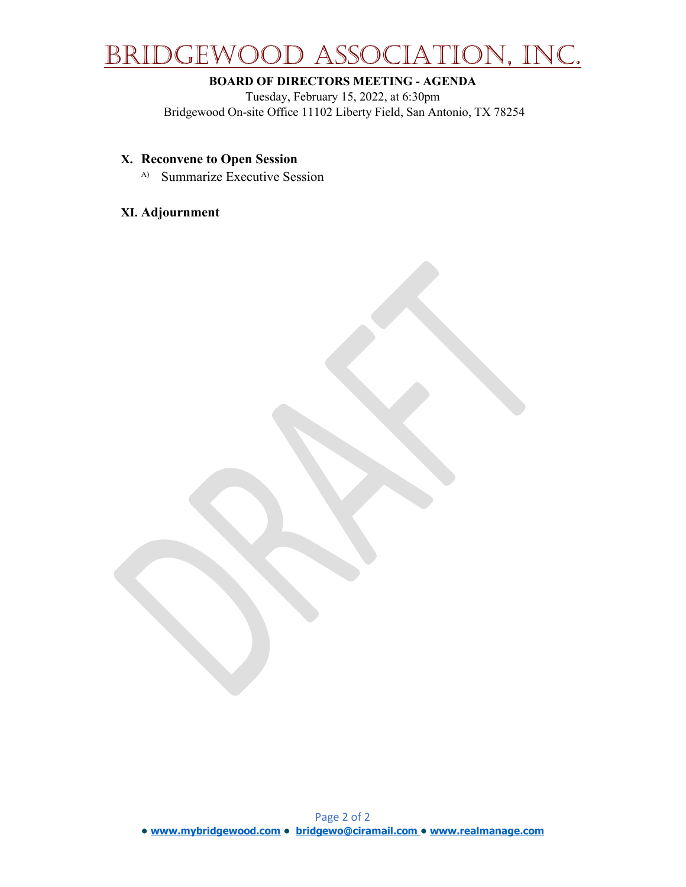# BRIDGEWOOD ASSOCIATION, INC.

**BOARD OF DIRECTORS MEETING - AGENDA**

Tuesday, February 15, 2022, at 6:30pm

Bridgewood On-site Office 11102 Liberty Field, San Antonio, TX 78254

## X. Reconvene to Open Session

A) Summarize Executive Session

## XI. Adjournment

DRAFT

• www.mybridgewood.com • bridgewo@ciramail.com • www.realmanage.com